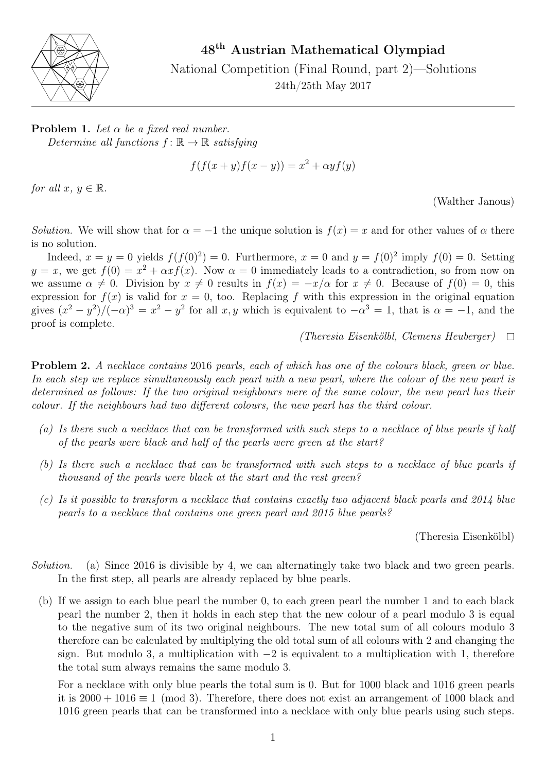# 48th Austrian Mathematical Olympiad

National Competition (Final Round, part 2)—Solutions

24th/25th May 2017

---

**Problem 1.** *Let $\alpha$ be a fixed real number.*

*Determine all functions $f\colon \mathbb{R} \to \mathbb{R}$ satisfying*

$$f(f(x+y)f(x-y)) = x^2 + \alpha y f(y)$$

*for all $x$, $y \in \mathbb{R}$.*

(Walther Janous)

*Solution.* We will show that for $\alpha = -1$ the unique solution is $f(x) = x$ and for other values of $\alpha$ there is no solution.

Indeed, $x = y = 0$ yields $f(f(0)^2) = 0$. Furthermore, $x = 0$ and $y = f(0)^2$ imply $f(0) = 0$. Setting $y = x$, we get $f(0) = x^2 + \alpha x f(x)$. Now $\alpha = 0$ immediately leads to a contradiction, so from now on we assume $\alpha \neq 0$. Division by $x \neq 0$ results in $f(x) = -x/\alpha$ for $x \neq 0$. Because of $f(0) = 0$, this expression for $f(x)$ is valid for $x = 0$, too. Replacing $f$ with this expression in the original equation gives $(x^2 - y^2)/(-\alpha)^3 = x^2 - y^2$ for all $x, y$ which is equivalent to $-\alpha^3 = 1$, that is $\alpha = -1$, and the proof is complete.

*(Theresia Eisenkölbl, Clemens Heuberger)* □

**Problem 2.** *A necklace contains 2016 pearls, each of which has one of the colours black, green or blue. In each step we replace simultaneously each pearl with a new pearl, where the colour of the new pearl is determined as follows: If the two original neighbours were of the same colour, the new pearl has their colour. If the neighbours had two different colours, the new pearl has the third colour.*

*(a) Is there such a necklace that can be transformed with such steps to a necklace of blue pearls if half of the pearls were black and half of the pearls were green at the start?*

*(b) Is there such a necklace that can be transformed with such steps to a necklace of blue pearls if thousand of the pearls were black at the start and the rest green?*

*(c) Is it possible to transform a necklace that contains exactly two adjacent black pearls and 2014 blue pearls to a necklace that contains one green pearl and 2015 blue pearls?*

(Theresia Eisenkölbl)

*Solution.* (a) Since 2016 is divisible by 4, we can alternatingly take two black and two green pearls. In the first step, all pearls are already replaced by blue pearls.

(b) If we assign to each blue pearl the number 0, to each green pearl the number 1 and to each black pearl the number 2, then it holds in each step that the new colour of a pearl modulo 3 is equal to the negative sum of its two original neighbours. The new total sum of all colours modulo 3 therefore can be calculated by multiplying the old total sum of all colours with 2 and changing the sign. But modulo 3, a multiplication with $-2$ is equivalent to a multiplication with 1, therefore the total sum always remains the same modulo 3.

For a necklace with only blue pearls the total sum is 0. But for 1000 black and 1016 green pearls it is $2000 + 1016 \equiv 1 \pmod 3$. Therefore, there does not exist an arrangement of 1000 black and 1016 green pearls that can be transformed into a necklace with only blue pearls using such steps.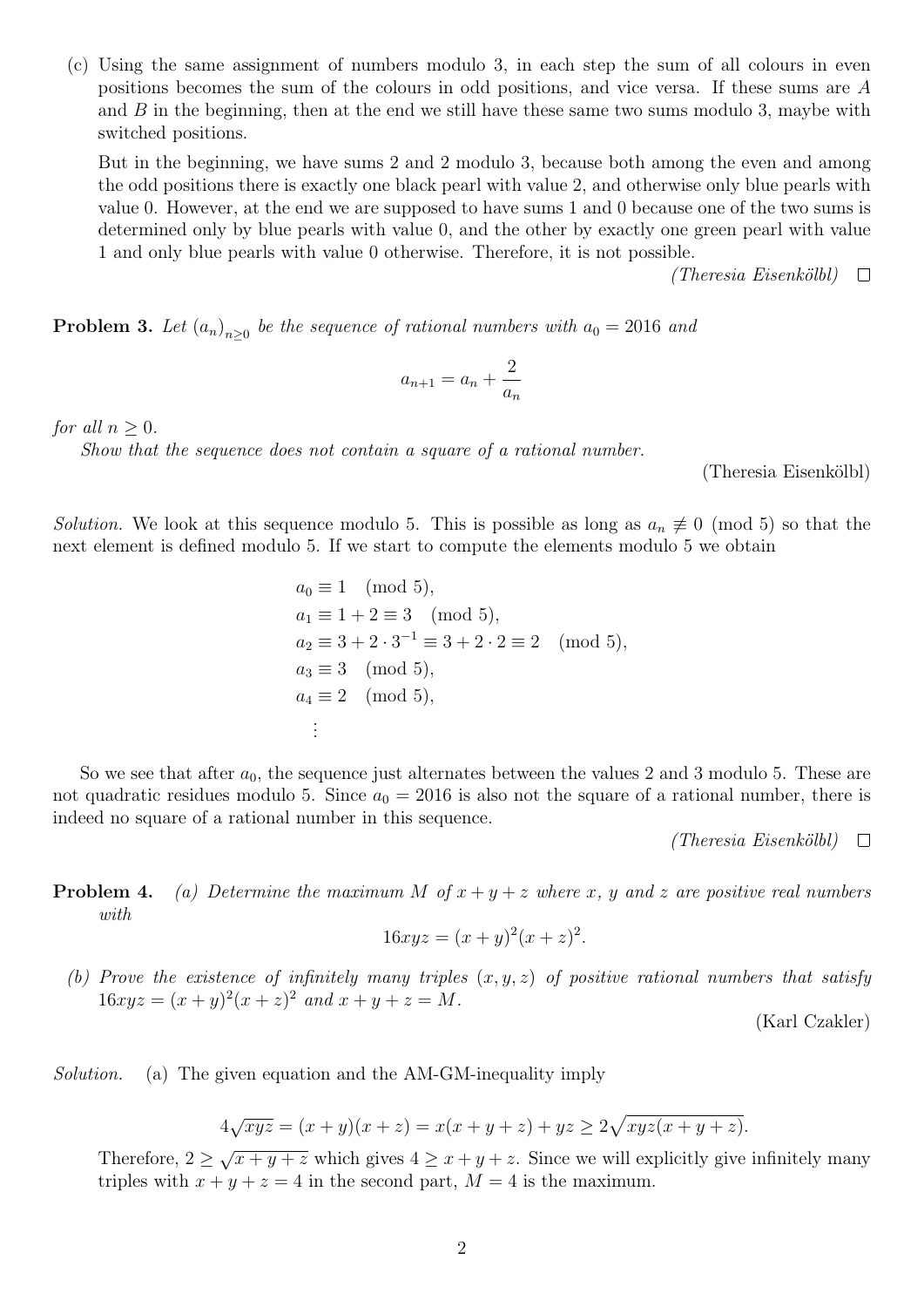(c) Using the same assignment of numbers modulo 3, in each step the sum of all colours in even positions becomes the sum of the colours in odd positions, and vice versa. If these sums are $A$ and $B$ in the beginning, then at the end we still have these same two sums modulo 3, maybe with switched positions.

But in the beginning, we have sums 2 and 2 modulo 3, because both among the even and among the odd positions there is exactly one black pearl with value 2, and otherwise only blue pearls with value 0. However, at the end we are supposed to have sums 1 and 0 because one of the two sums is determined only by blue pearls with value 0, and the other by exactly one green pearl with value 1 and only blue pearls with value 0 otherwise. Therefore, it is not possible.

*(Theresia Eisenkölbl)* □

**Problem 3.** *Let $(a_n)_{n\geq 0}$ be the sequence of rational numbers with $a_0 = 2016$ and*

$$a_{n+1} = a_n + \frac{2}{a_n}$$

*for all $n \geq 0$.*

*Show that the sequence does not contain a square of a rational number.*

(Theresia Eisenkölbl)

*Solution.* We look at this sequence modulo 5. This is possible as long as $a_n \not\equiv 0 \pmod 5$ so that the next element is defined modulo 5. If we start to compute the elements modulo 5 we obtain

$$\begin{aligned}
&a_0 \equiv 1 \pmod 5,\\
&a_1 \equiv 1 + 2 \equiv 3 \pmod 5,\\
&a_2 \equiv 3 + 2 \cdot 3^{-1} \equiv 3 + 2 \cdot 2 \equiv 2 \pmod 5,\\
&a_3 \equiv 3 \pmod 5,\\
&a_4 \equiv 2 \pmod 5,\\
&\quad\vdots
\end{aligned}$$

So we see that after $a_0$, the sequence just alternates between the values 2 and 3 modulo 5. These are not quadratic residues modulo 5. Since $a_0 = 2016$ is also not the square of a rational number, there is indeed no square of a rational number in this sequence.

*(Theresia Eisenkölbl)* □

**Problem 4.** *(a) Determine the maximum $M$ of $x + y + z$ where $x$, $y$ and $z$ are positive real numbers with*

$$16xyz = (x + y)^2(x + z)^2.$$

*(b) Prove the existence of infinitely many triples $(x, y, z)$ of positive rational numbers that satisfy $16xyz = (x + y)^2(x + z)^2$ and $x + y + z = M$.*

(Karl Czakler)

*Solution.* (a) The given equation and the AM-GM-inequality imply

$$4\sqrt{xyz} = (x + y)(x + z) = x(x + y + z) + yz \geq 2\sqrt{xyz(x + y + z)}.$$

Therefore, $2 \geq \sqrt{x + y + z}$ which gives $4 \geq x + y + z$. Since we will explicitly give infinitely many triples with $x + y + z = 4$ in the second part, $M = 4$ is the maximum.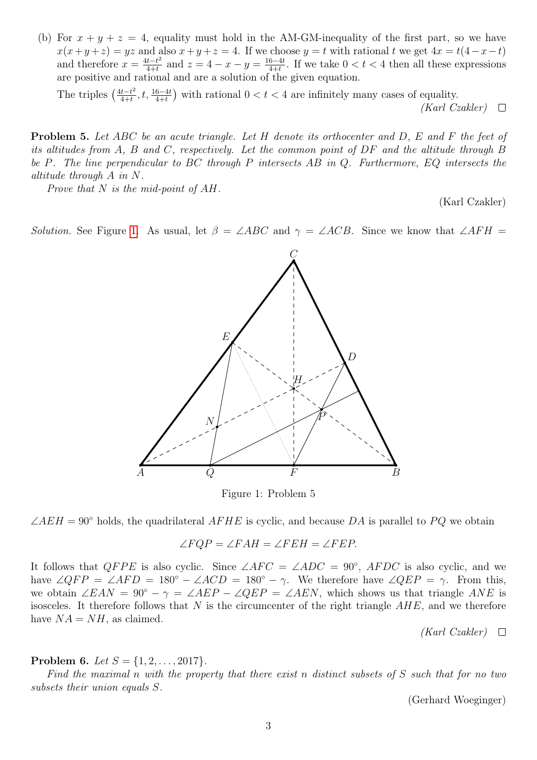(b) For $x+y+z=4$, equality must hold in the AM-GM-inequality of the first part, so we have $x(x+y+z)=yz$ and also $x+y+z=4$. If we choose $y=t$ with rational $t$ we get $4x=t(4-x-t)$ and therefore $x=\frac{4t-t^2}{4+t}$ and $z=4-x-y=\frac{16-4t}{4+t}$. If we take $0<t<4$ then all these expressions are positive and rational and are a solution of the given equation.

The triples $\left(\frac{4t-t^2}{4+t}, t, \frac{16-4t}{4+t}\right)$ with rational $0<t<4$ are infinitely many cases of equality.

*(Karl Czakler)* □

**Problem 5.** *Let $ABC$ be an acute triangle. Let $H$ denote its orthocenter and $D$, $E$ and $F$ the feet of its altitudes from $A$, $B$ and $C$, respectively. Let the common point of $DF$ and the altitude through $B$ be $P$. The line perpendicular to $BC$ through $P$ intersects $AB$ in $Q$. Furthermore, $EQ$ intersects the altitude through $A$ in $N$.*

*Prove that $N$ is the mid-point of $AH$.*

(Karl Czakler)

*Solution.* See Figure 1. As usual, let $\beta=\angle ABC$ and $\gamma=\angle ACB$. Since we know that $\angle AFH = \angle AEH = 90^\circ$ holds, the quadrilateral $AFHE$ is cyclic, and because $DA$ is parallel to $PQ$ we obtain

$$\angle FQP = \angle FAH = \angle FEH = \angle FEP.$$

Figure 1: Problem 5

It follows that $QFPE$ is also cyclic. Since $\angle AFC = \angle ADC = 90^\circ$, $AFDC$ is also cyclic, and we have $\angle QFP = \angle AFD = 180^\circ - \angle ACD = 180^\circ - \gamma$. We therefore have $\angle QEP = \gamma$. From this, we obtain $\angle EAN = 90^\circ - \gamma = \angle AEP - \angle QEP = \angle AEN$, which shows us that triangle $ANE$ is isosceles. It therefore follows that $N$ is the circumcenter of the right triangle $AHE$, and we therefore have $NA = NH$, as claimed.

*(Karl Czakler)* □

**Problem 6.** *Let $S=\{1,2,\ldots,2017\}$.*

*Find the maximal $n$ with the property that there exist $n$ distinct subsets of $S$ such that for no two subsets their union equals $S$.*

(Gerhard Woeginger)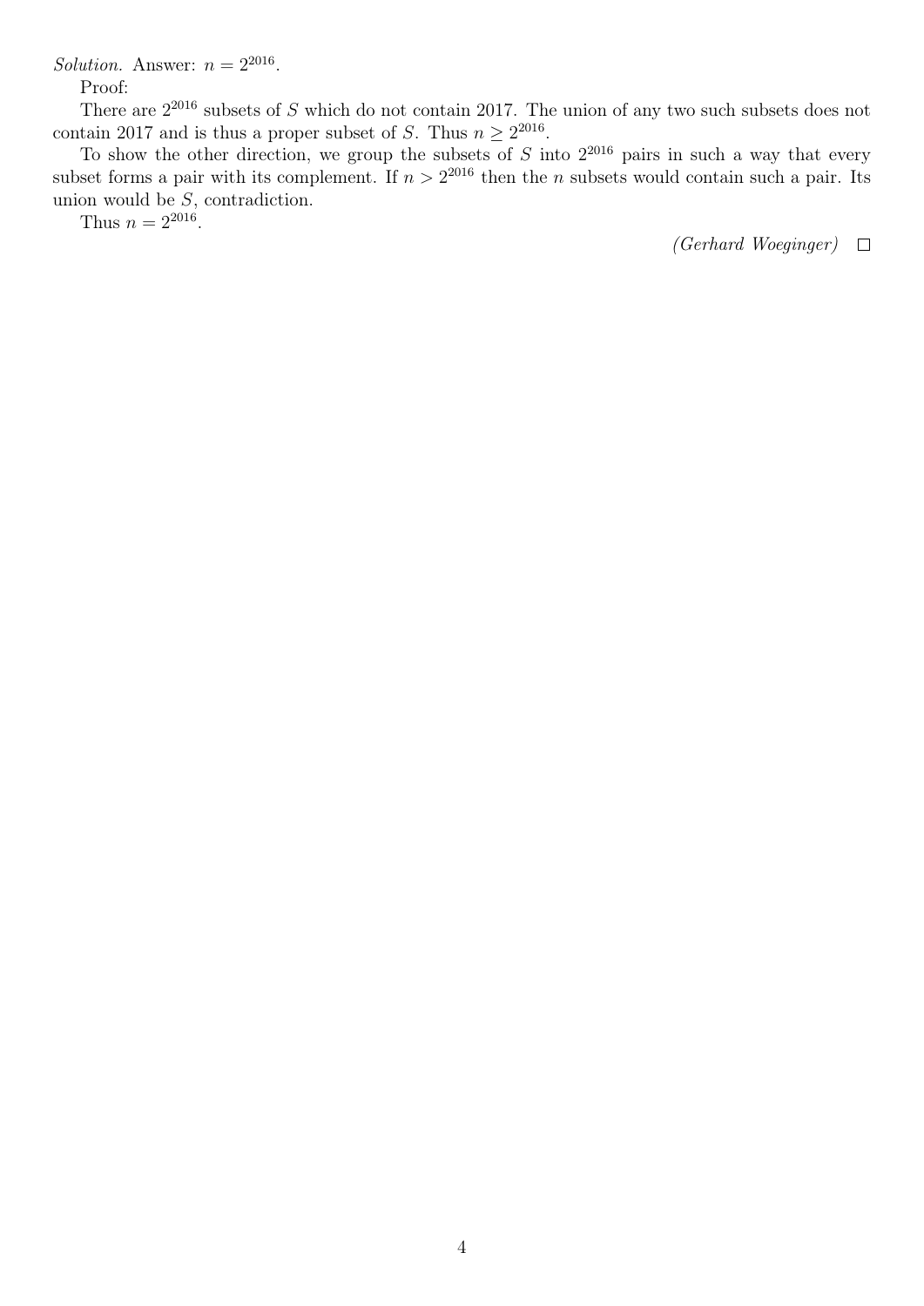*Solution.* Answer: $n = 2^{2016}$.

Proof:

There are $2^{2016}$ subsets of $S$ which do not contain 2017. The union of any two such subsets does not contain 2017 and is thus a proper subset of $S$. Thus $n \geq 2^{2016}$.

To show the other direction, we group the subsets of $S$ into $2^{2016}$ pairs in such a way that every subset forms a pair with its complement. If $n > 2^{2016}$ then the $n$ subsets would contain such a pair. Its union would be $S$, contradiction.

Thus $n = 2^{2016}$.

*(Gerhard Woeginger)* □